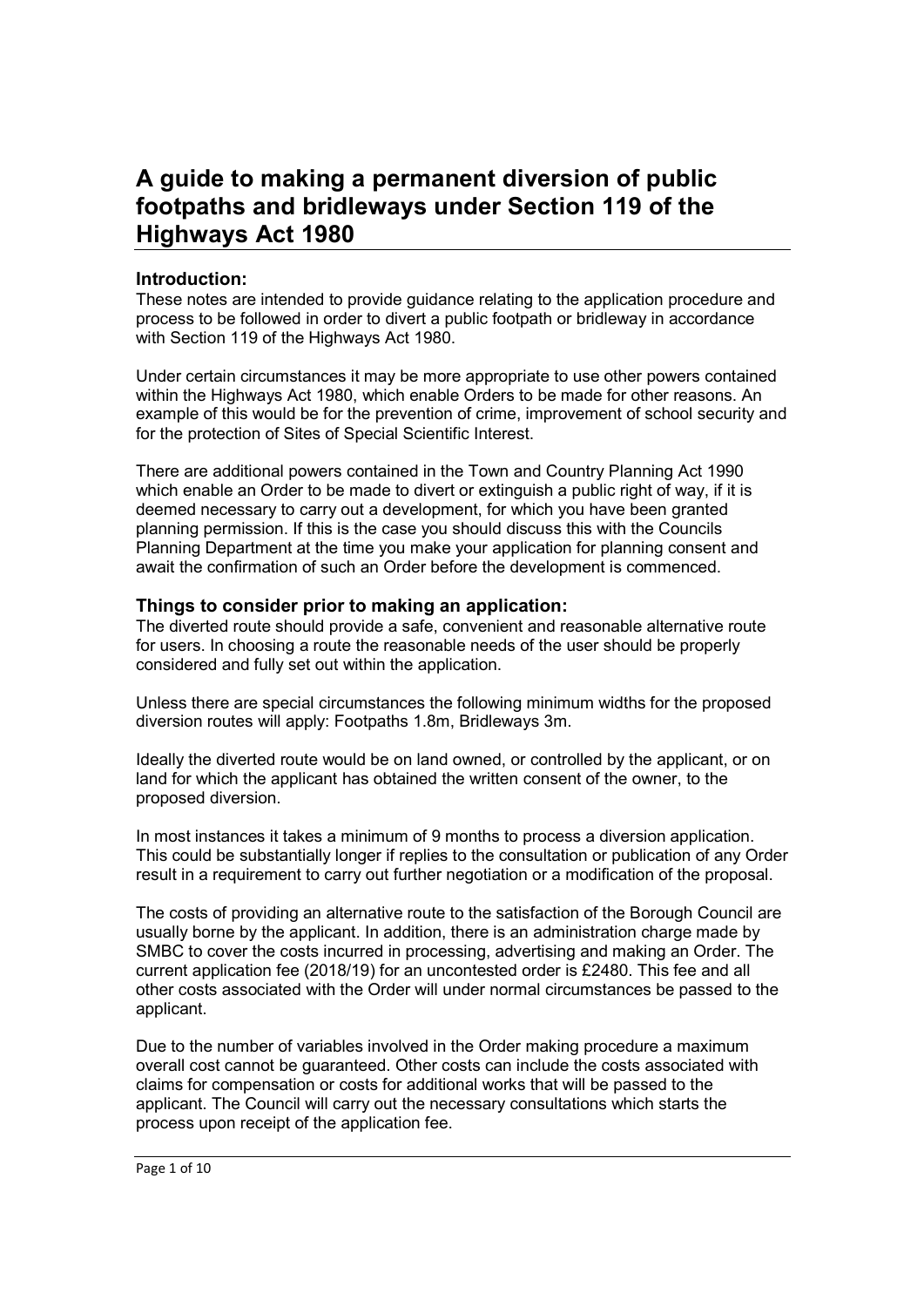# A guide to making a permanent diversion of public footpaths and bridleways under Section 119 of the Highways Act 1980

## Introduction:

These notes are intended to provide guidance relating to the application procedure and process to be followed in order to divert a public footpath or bridleway in accordance with Section 119 of the Highways Act 1980.

Under certain circumstances it may be more appropriate to use other powers contained within the Highways Act 1980, which enable Orders to be made for other reasons. An example of this would be for the prevention of crime, improvement of school security and for the protection of Sites of Special Scientific Interest.

There are additional powers contained in the Town and Country Planning Act 1990 which enable an Order to be made to divert or extinguish a public right of way, if it is deemed necessary to carry out a development, for which you have been granted planning permission. If this is the case you should discuss this with the Councils Planning Department at the time you make your application for planning consent and await the confirmation of such an Order before the development is commenced.

## Things to consider prior to making an application:

The diverted route should provide a safe, convenient and reasonable alternative route for users. In choosing a route the reasonable needs of the user should be properly considered and fully set out within the application.

Unless there are special circumstances the following minimum widths for the proposed diversion routes will apply: Footpaths 1.8m, Bridleways 3m.

Ideally the diverted route would be on land owned, or controlled by the applicant, or on land for which the applicant has obtained the written consent of the owner, to the proposed diversion.

In most instances it takes a minimum of 9 months to process a diversion application. This could be substantially longer if replies to the consultation or publication of any Order result in a requirement to carry out further negotiation or a modification of the proposal.

The costs of providing an alternative route to the satisfaction of the Borough Council are usually borne by the applicant. In addition, there is an administration charge made by SMBC to cover the costs incurred in processing, advertising and making an Order. The current application fee (2018/19) for an uncontested order is £2480. This fee and all other costs associated with the Order will under normal circumstances be passed to the applicant.

Due to the number of variables involved in the Order making procedure a maximum overall cost cannot be guaranteed. Other costs can include the costs associated with claims for compensation or costs for additional works that will be passed to the applicant. The Council will carry out the necessary consultations which starts the process upon receipt of the application fee.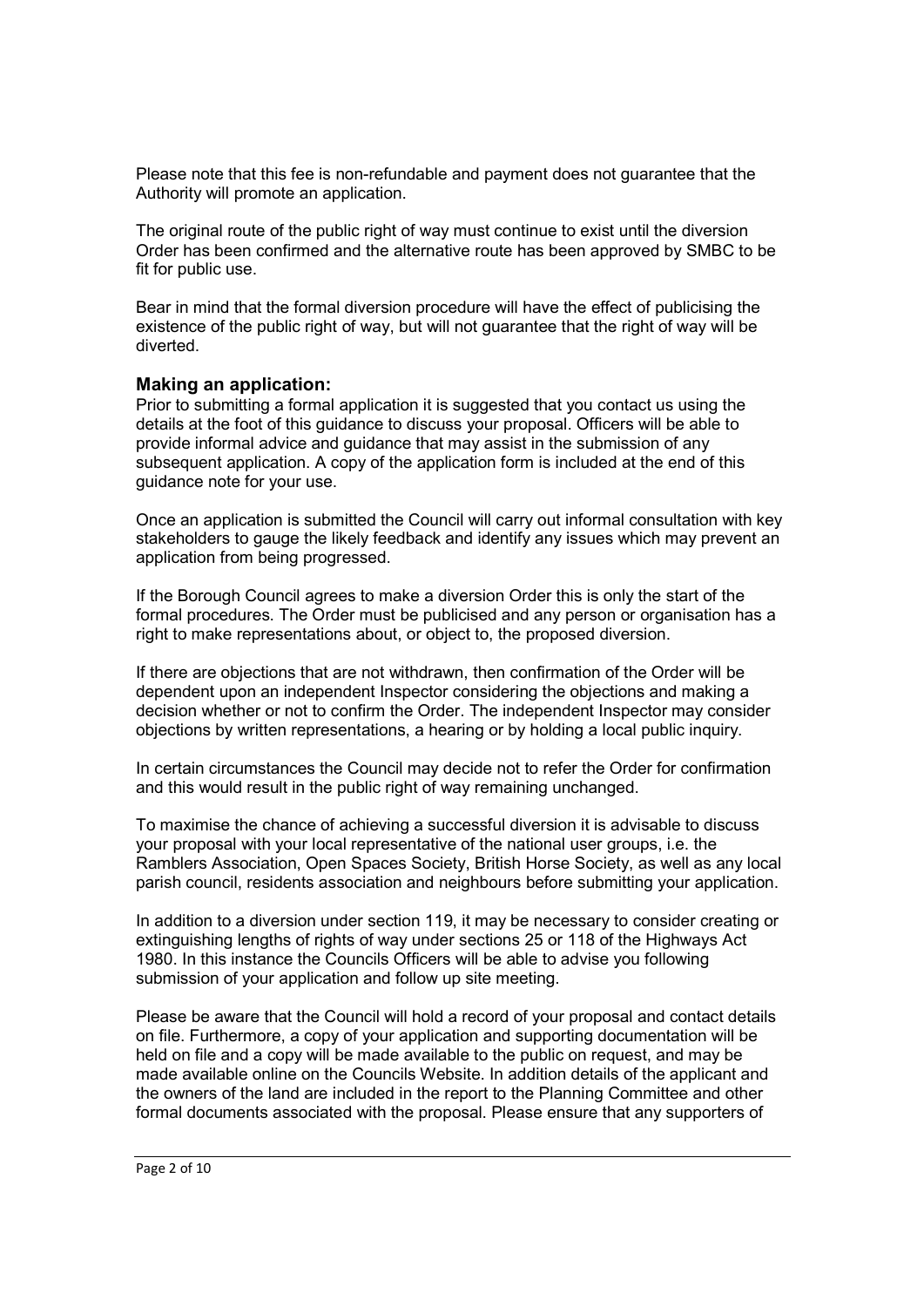Please note that this fee is non-refundable and payment does not guarantee that the Authority will promote an application.

The original route of the public right of way must continue to exist until the diversion Order has been confirmed and the alternative route has been approved by SMBC to be fit for public use.

Bear in mind that the formal diversion procedure will have the effect of publicising the existence of the public right of way, but will not guarantee that the right of way will be diverted.

### Making an application:

Prior to submitting a formal application it is suggested that you contact us using the details at the foot of this guidance to discuss your proposal. Officers will be able to provide informal advice and guidance that may assist in the submission of any subsequent application. A copy of the application form is included at the end of this guidance note for your use.

Once an application is submitted the Council will carry out informal consultation with key stakeholders to gauge the likely feedback and identify any issues which may prevent an application from being progressed.

If the Borough Council agrees to make a diversion Order this is only the start of the formal procedures. The Order must be publicised and any person or organisation has a right to make representations about, or object to, the proposed diversion.

If there are objections that are not withdrawn, then confirmation of the Order will be dependent upon an independent Inspector considering the objections and making a decision whether or not to confirm the Order. The independent Inspector may consider objections by written representations, a hearing or by holding a local public inquiry.

In certain circumstances the Council may decide not to refer the Order for confirmation and this would result in the public right of way remaining unchanged.

To maximise the chance of achieving a successful diversion it is advisable to discuss your proposal with your local representative of the national user groups, i.e. the Ramblers Association, Open Spaces Society, British Horse Society, as well as any local parish council, residents association and neighbours before submitting your application.

In addition to a diversion under section 119, it may be necessary to consider creating or extinguishing lengths of rights of way under sections 25 or 118 of the Highways Act 1980. In this instance the Councils Officers will be able to advise you following submission of your application and follow up site meeting.

Please be aware that the Council will hold a record of your proposal and contact details on file. Furthermore, a copy of your application and supporting documentation will be held on file and a copy will be made available to the public on request, and may be made available online on the Councils Website. In addition details of the applicant and the owners of the land are included in the report to the Planning Committee and other formal documents associated with the proposal. Please ensure that any supporters of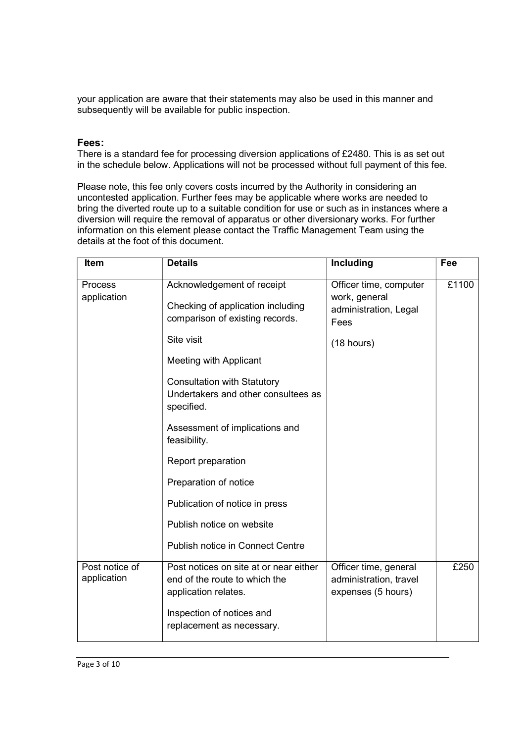your application are aware that their statements may also be used in this manner and subsequently will be available for public inspection.

### Fees:

There is a standard fee for processing diversion applications of £2480. This is as set out in the schedule below. Applications will not be processed without full payment of this fee.

Please note, this fee only covers costs incurred by the Authority in considering an uncontested application. Further fees may be applicable where works are needed to bring the diverted route up to a suitable condition for use or such as in instances where a diversion will require the removal of apparatus or other diversionary works. For further information on this element please contact the Traffic Management Team using the details at the foot of this document.

| Item | Details | Including | Fee |
|---|---|---|---|
| Process application | Acknowledgement of receipt<br><br>Checking of application including comparison of existing records.<br><br>Site visit<br><br>Meeting with Applicant<br><br>Consultation with Statutory Undertakers and other consultees as specified.<br><br>Assessment of implications and feasibility.<br><br>Report preparation<br><br>Preparation of notice<br><br>Publication of notice in press<br><br>Publish notice on website<br><br>Publish notice in Connect Centre | Officer time, computer work, general administration, Legal Fees<br><br>(18 hours) | £1100 |
| Post notice of application | Post notices on site at or near either end of the route to which the application relates.<br><br>Inspection of notices and replacement as necessary. | Officer time, general administration, travel expenses (5 hours) | £250 |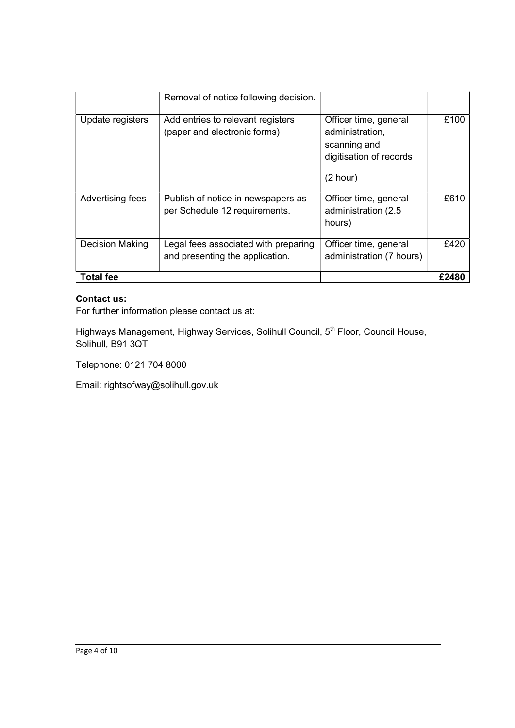| | | | |
|---|---|---|---|
| | Removal of notice following decision. | | |
| Update registers | Add entries to relevant registers (paper and electronic forms) | Officer time, general administration, scanning and digitisation of records<br><br>(2 hour) | £100 |
| Advertising fees | Publish of notice in newspapers as per Schedule 12 requirements. | Officer time, general administration (2.5 hours) | £610 |
| Decision Making | Legal fees associated with preparing and presenting the application. | Officer time, general administration (7 hours) | £420 |
| **Total fee** | | | **£2480** |

**Contact us:**
For further information please contact us at:

Highways Management, Highway Services, Solihull Council, 5th Floor, Council House, Solihull, B91 3QT

Telephone: 0121 704 8000

Email: rightsofway@solihull.gov.uk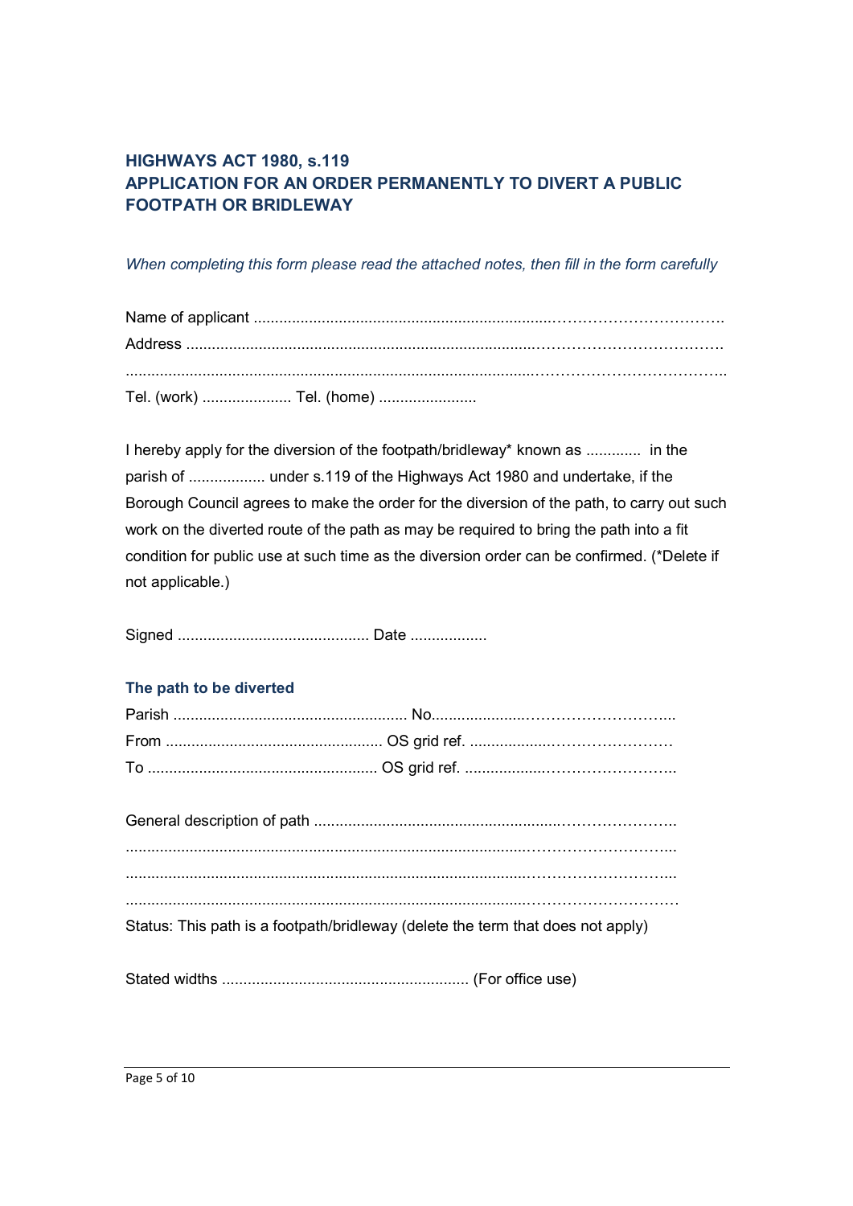## HIGHWAYS ACT 1980, s.119
## APPLICATION FOR AN ORDER PERMANENTLY TO DIVERT A PUBLIC FOOTPATH OR BRIDLEWAY

*When completing this form please read the attached notes, then fill in the form carefully*

Name of applicant ........................................................................……………………………..

Address ......................................................................................………………………………

.............................................................................................……………………………………..

Tel. (work) ..................... Tel. (home) .......................

I hereby apply for the diversion of the footpath/bridleway* known as ............. in the parish of .................. under s.119 of the Highways Act 1980 and undertake, if the Borough Council agrees to make the order for the diversion of the path, to carry out such work on the diverted route of the path as may be required to bring the path into a fit condition for public use at such time as the diversion order can be confirmed. (*Delete if not applicable.)

Signed ............................................ Date ..................

### The path to be diverted

Parish ...................................................... No.....................………………………...

From .................................................. OS grid ref. ..................……………………

To ..................................................... OS grid ref. ..................……………………..

General description of path .......................................................…………………..

..............................................................................................…………………………...

..............................................................................................…………………………...

..............................................................................................…………………………

Status: This path is a footpath/bridleway (delete the term that does not apply)

Stated widths ......................................................... (For office use)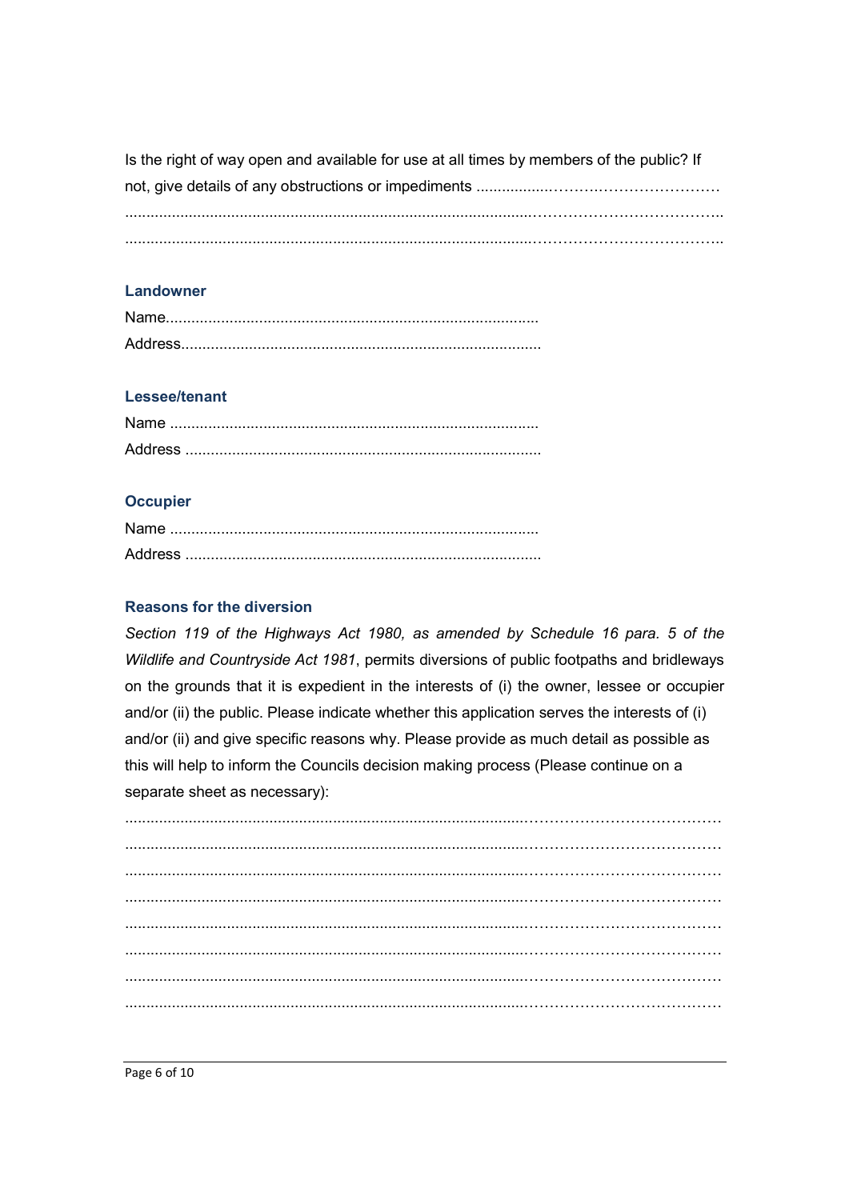Is the right of way open and available for use at all times by members of the public? If not, give details of any obstructions or impediments ...................................................

.......................................................................................................................................

.......................................................................................................................................

### Landowner

Name........................................................................................

Address....................................................................................

### Lessee/tenant

Name .......................................................................................

Address ....................................................................................

### Occupier

Name .......................................................................................

Address ....................................................................................

### Reasons for the diversion

*Section 119 of the Highways Act 1980, as amended by Schedule 16 para. 5 of the Wildlife and Countryside Act 1981*, permits diversions of public footpaths and bridleways on the grounds that it is expedient in the interests of (i) the owner, lessee or occupier and/or (ii) the public. Please indicate whether this application serves the interests of (i) and/or (ii) and give specific reasons why. Please provide as much detail as possible as this will help to inform the Councils decision making process (Please continue on a separate sheet as necessary):

.......................................................................................................................................

.......................................................................................................................................

.......................................................................................................................................

.......................................................................................................................................

.......................................................................................................................................

.......................................................................................................................................

.......................................................................................................................................

.......................................................................................................................................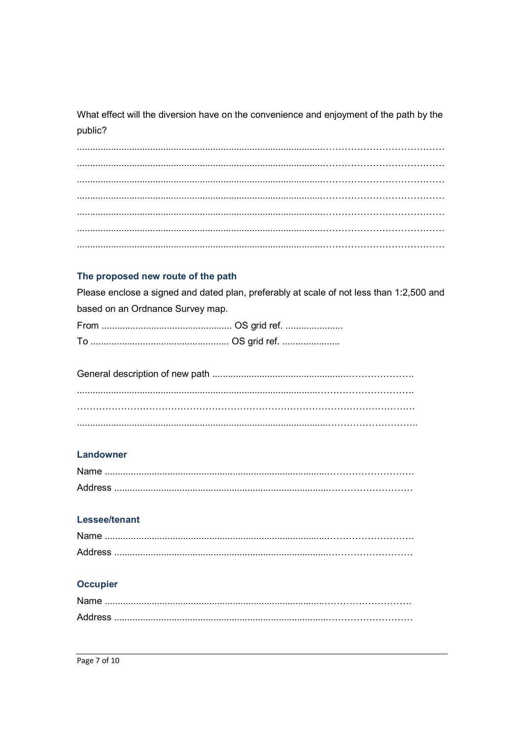What effect will the diversion have on the convenience and enjoyment of the path by the public?

.......................................................................................................................................................

.......................................................................................................................................................

.......................................................................................................................................................

.......................................................................................................................................................

.......................................................................................................................................................

.......................................................................................................................................................

.......................................................................................................................................................

### The proposed new route of the path

Please enclose a signed and dated plan, preferably at scale of not less than 1:2,500 and based on an Ordnance Survey map.

From .................................................. OS grid ref. ......................

To ..................................................... OS grid ref. ......................

General description of new path .......................................................................

.......................................................................................................................................

.......................................................................................................................................

.......................................................................................................................................

### Landowner

Name .........................................................................................................

Address .....................................................................................................

### Lessee/tenant

Name .........................................................................................................

Address .....................................................................................................

### Occupier

Name .........................................................................................................

Address .....................................................................................................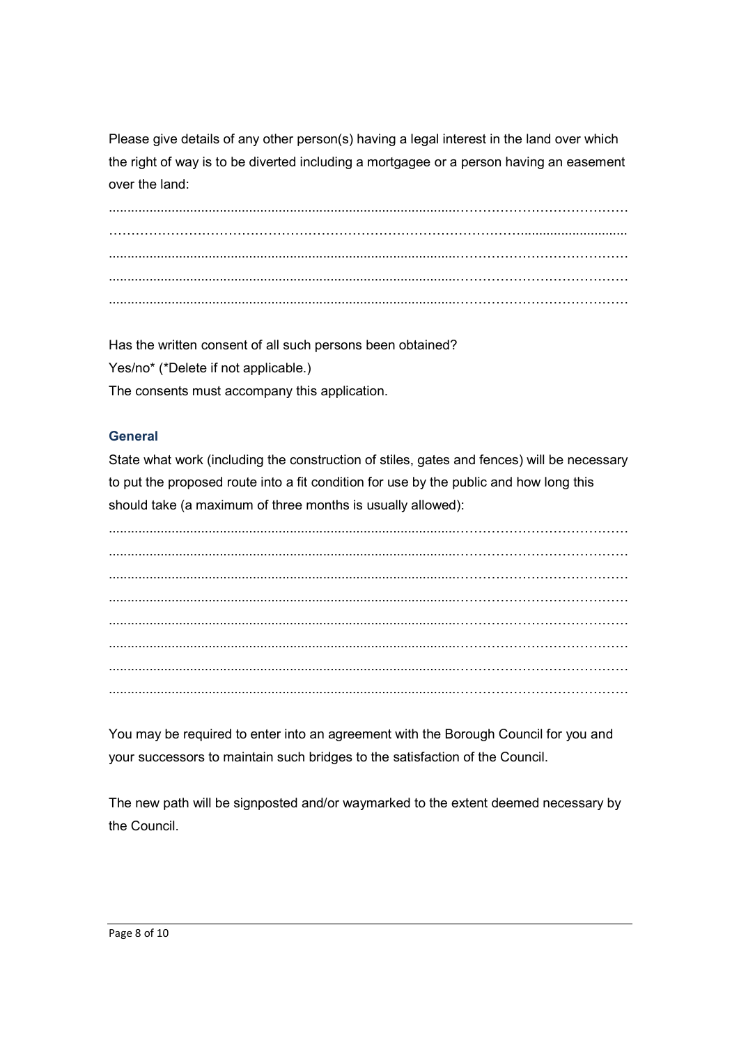Please give details of any other person(s) having a legal interest in the land over which the right of way is to be diverted including a mortgagee or a person having an easement over the land:

..........................................................................................................................................................
..........................................................................................................................................................
..........................................................................................................................................................
..........................................................................................................................................................
..........................................................................................................................................................

Has the written consent of all such persons been obtained?

Yes/no* (*Delete if not applicable.)

The consents must accompany this application.

### General

State what work (including the construction of stiles, gates and fences) will be necessary to put the proposed route into a fit condition for use by the public and how long this should take (a maximum of three months is usually allowed):

..........................................................................................................................................................
..........................................................................................................................................................
..........................................................................................................................................................
..........................................................................................................................................................
..........................................................................................................................................................
..........................................................................................................................................................
..........................................................................................................................................................
..........................................................................................................................................................

You may be required to enter into an agreement with the Borough Council for you and your successors to maintain such bridges to the satisfaction of the Council.

The new path will be signposted and/or waymarked to the extent deemed necessary by the Council.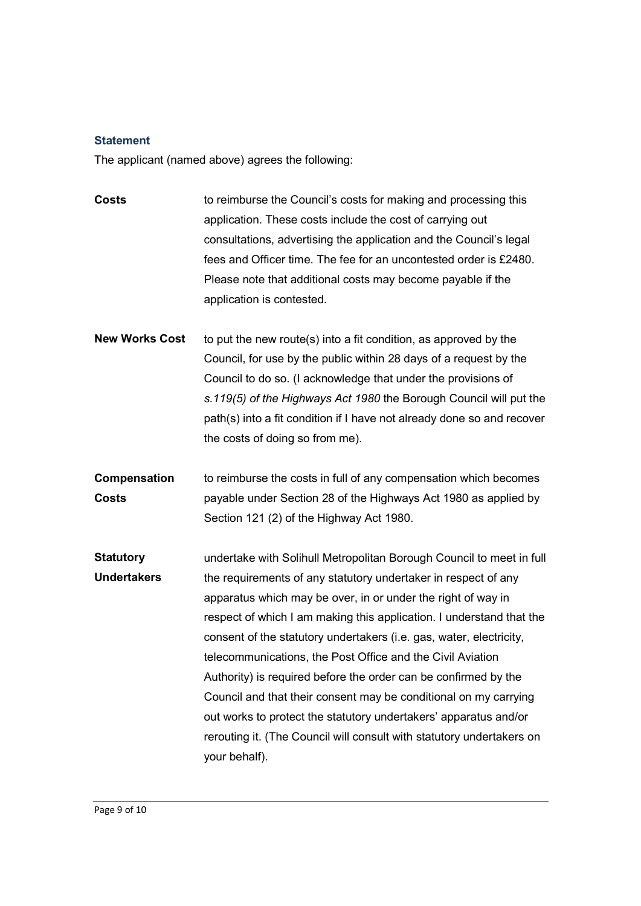### Statement

The applicant (named above) agrees the following:

| | |
|---|---|
| **Costs** | to reimburse the Council's costs for making and processing this application. These costs include the cost of carrying out consultations, advertising the application and the Council's legal fees and Officer time. The fee for an uncontested order is £2480. Please note that additional costs may become payable if the application is contested. |
| **New Works Cost** | to put the new route(s) into a fit condition, as approved by the Council, for use by the public within 28 days of a request by the Council to do so. (I acknowledge that under the provisions of *s.119(5) of the Highways Act 1980* the Borough Council will put the path(s) into a fit condition if I have not already done so and recover the costs of doing so from me). |
| **Compensation Costs** | to reimburse the costs in full of any compensation which becomes payable under Section 28 of the Highways Act 1980 as applied by Section 121 (2) of the Highway Act 1980. |
| **Statutory Undertakers** | undertake with Solihull Metropolitan Borough Council to meet in full the requirements of any statutory undertaker in respect of any apparatus which may be over, in or under the right of way in respect of which I am making this application. I understand that the consent of the statutory undertakers (i.e. gas, water, electricity, telecommunications, the Post Office and the Civil Aviation Authority) is required before the order can be confirmed by the Council and that their consent may be conditional on my carrying out works to protect the statutory undertakers' apparatus and/or rerouting it. (The Council will consult with statutory undertakers on your behalf). |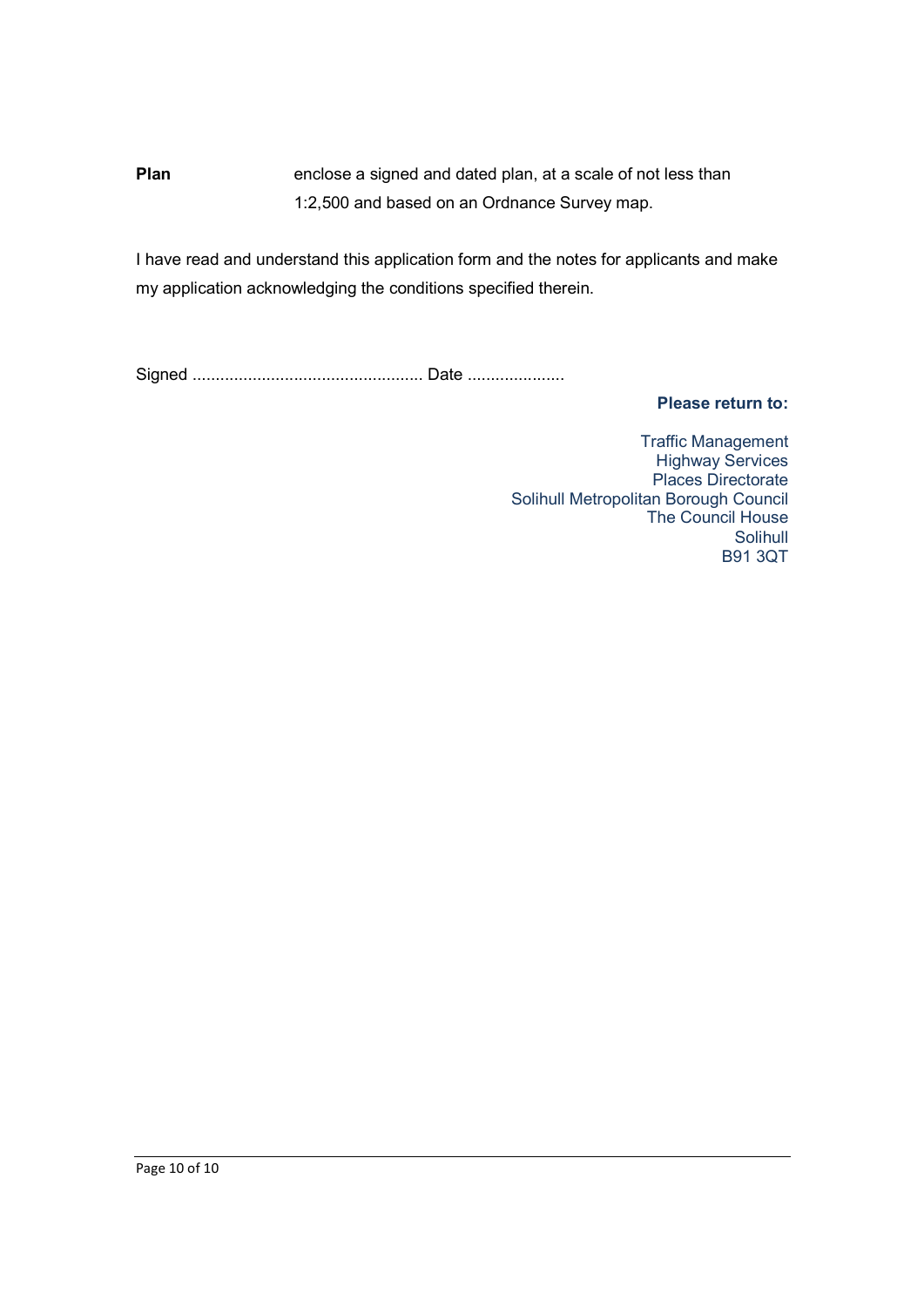**Plan** enclose a signed and dated plan, at a scale of not less than 1:2,500 and based on an Ordnance Survey map.

I have read and understand this application form and the notes for applicants and make my application acknowledging the conditions specified therein.

Signed .................................................. Date .....................

**Please return to:**

Traffic Management
Highway Services
Places Directorate
Solihull Metropolitan Borough Council
The Council House
Solihull
B91 3QT